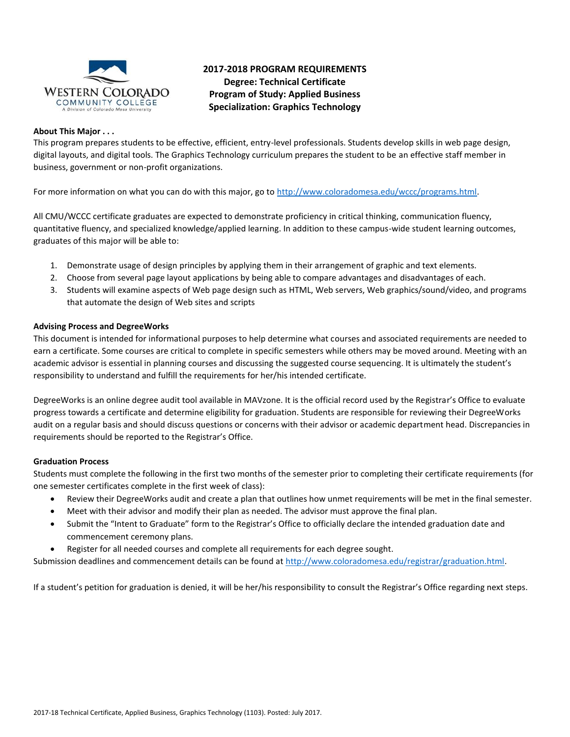# 2017-2018 PROGRAM REQUIREMENTS
## Degree: Technical Certificate
## Program of Study: Applied Business
## Specialization: Graphics Technology

**About This Major . . .**

This program prepares students to be effective, efficient, entry-level professionals. Students develop skills in web page design, digital layouts, and digital tools. The Graphics Technology curriculum prepares the student to be an effective staff member in business, government or non-profit organizations.

For more information on what you can do with this major, go to http://www.coloradomesa.edu/wccc/programs.html.

All CMU/WCCC certificate graduates are expected to demonstrate proficiency in critical thinking, communication fluency, quantitative fluency, and specialized knowledge/applied learning. In addition to these campus-wide student learning outcomes, graduates of this major will be able to:

1. Demonstrate usage of design principles by applying them in their arrangement of graphic and text elements.
2. Choose from several page layout applications by being able to compare advantages and disadvantages of each.
3. Students will examine aspects of Web page design such as HTML, Web servers, Web graphics/sound/video, and programs that automate the design of Web sites and scripts

**Advising Process and DegreeWorks**

This document is intended for informational purposes to help determine what courses and associated requirements are needed to earn a certificate. Some courses are critical to complete in specific semesters while others may be moved around. Meeting with an academic advisor is essential in planning courses and discussing the suggested course sequencing. It is ultimately the student's responsibility to understand and fulfill the requirements for her/his intended certificate.

DegreeWorks is an online degree audit tool available in MAVzone. It is the official record used by the Registrar's Office to evaluate progress towards a certificate and determine eligibility for graduation. Students are responsible for reviewing their DegreeWorks audit on a regular basis and should discuss questions or concerns with their advisor or academic department head. Discrepancies in requirements should be reported to the Registrar's Office.

**Graduation Process**

Students must complete the following in the first two months of the semester prior to completing their certificate requirements (for one semester certificates complete in the first week of class):

- Review their DegreeWorks audit and create a plan that outlines how unmet requirements will be met in the final semester.
- Meet with their advisor and modify their plan as needed. The advisor must approve the final plan.
- Submit the "Intent to Graduate" form to the Registrar's Office to officially declare the intended graduation date and commencement ceremony plans.
- Register for all needed courses and complete all requirements for each degree sought.

Submission deadlines and commencement details can be found at http://www.coloradomesa.edu/registrar/graduation.html.

If a student's petition for graduation is denied, it will be her/his responsibility to consult the Registrar's Office regarding next steps.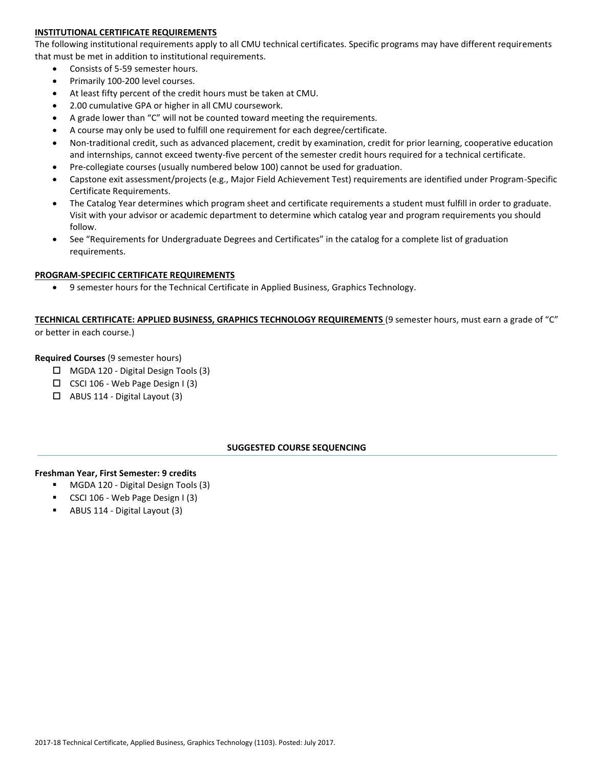**INSTITUTIONAL CERTIFICATE REQUIREMENTS**

The following institutional requirements apply to all CMU technical certificates. Specific programs may have different requirements that must be met in addition to institutional requirements.

- Consists of 5-59 semester hours.
- Primarily 100-200 level courses.
- At least fifty percent of the credit hours must be taken at CMU.
- 2.00 cumulative GPA or higher in all CMU coursework.
- A grade lower than "C" will not be counted toward meeting the requirements.
- A course may only be used to fulfill one requirement for each degree/certificate.
- Non-traditional credit, such as advanced placement, credit by examination, credit for prior learning, cooperative education and internships, cannot exceed twenty-five percent of the semester credit hours required for a technical certificate.
- Pre-collegiate courses (usually numbered below 100) cannot be used for graduation.
- Capstone exit assessment/projects (e.g., Major Field Achievement Test) requirements are identified under Program-Specific Certificate Requirements.
- The Catalog Year determines which program sheet and certificate requirements a student must fulfill in order to graduate. Visit with your advisor or academic department to determine which catalog year and program requirements you should follow.
- See "Requirements for Undergraduate Degrees and Certificates" in the catalog for a complete list of graduation requirements.

**PROGRAM-SPECIFIC CERTIFICATE REQUIREMENTS**

- 9 semester hours for the Technical Certificate in Applied Business, Graphics Technology.

**TECHNICAL CERTIFICATE: APPLIED BUSINESS, GRAPHICS TECHNOLOGY REQUIREMENTS** (9 semester hours, must earn a grade of "C" or better in each course.)

**Required Courses** (9 semester hours)

- ☐ MGDA 120 - Digital Design Tools (3)
- ☐ CSCI 106 - Web Page Design I (3)
- ☐ ABUS 114 - Digital Layout (3)

**SUGGESTED COURSE SEQUENCING**

**Freshman Year, First Semester: 9 credits**

- MGDA 120 - Digital Design Tools (3)
- CSCI 106 - Web Page Design I (3)
- ABUS 114 - Digital Layout (3)